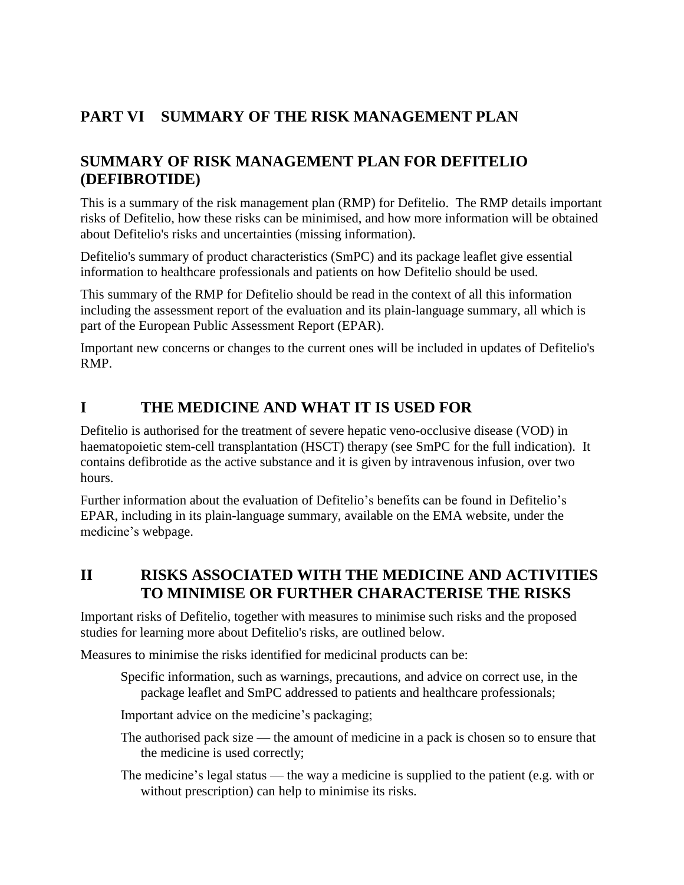# PART VI SUMMARY OF THE RISK MANAGEMENT PLAN

## SUMMARY OF RISK MANAGEMENT PLAN FOR DEFITELIO (DEFIBROTIDE)

This is a summary of the risk management plan (RMP) for Defitelio. The RMP details important risks of Defitelio, how these risks can be minimised, and how more information will be obtained about Defitelio's risks and uncertainties (missing information).

Defitelio's summary of product characteristics (SmPC) and its package leaflet give essential information to healthcare professionals and patients on how Defitelio should be used.

This summary of the RMP for Defitelio should be read in the context of all this information including the assessment report of the evaluation and its plain-language summary, all which is part of the European Public Assessment Report (EPAR).

Important new concerns or changes to the current ones will be included in updates of Defitelio's RMP.

## I THE MEDICINE AND WHAT IT IS USED FOR

Defitelio is authorised for the treatment of severe hepatic veno-occlusive disease (VOD) in haematopoietic stem-cell transplantation (HSCT) therapy (see SmPC for the full indication). It contains defibrotide as the active substance and it is given by intravenous infusion, over two hours.

Further information about the evaluation of Defitelio's benefits can be found in Defitelio's EPAR, including in its plain-language summary, available on the EMA website, under the medicine's webpage.

## II RISKS ASSOCIATED WITH THE MEDICINE AND ACTIVITIES TO MINIMISE OR FURTHER CHARACTERISE THE RISKS

Important risks of Defitelio, together with measures to minimise such risks and the proposed studies for learning more about Defitelio's risks, are outlined below.

Measures to minimise the risks identified for medicinal products can be:

- Specific information, such as warnings, precautions, and advice on correct use, in the package leaflet and SmPC addressed to patients and healthcare professionals;
- Important advice on the medicine's packaging;
- The authorised pack size — the amount of medicine in a pack is chosen so to ensure that the medicine is used correctly;
- The medicine's legal status — the way a medicine is supplied to the patient (e.g. with or without prescription) can help to minimise its risks.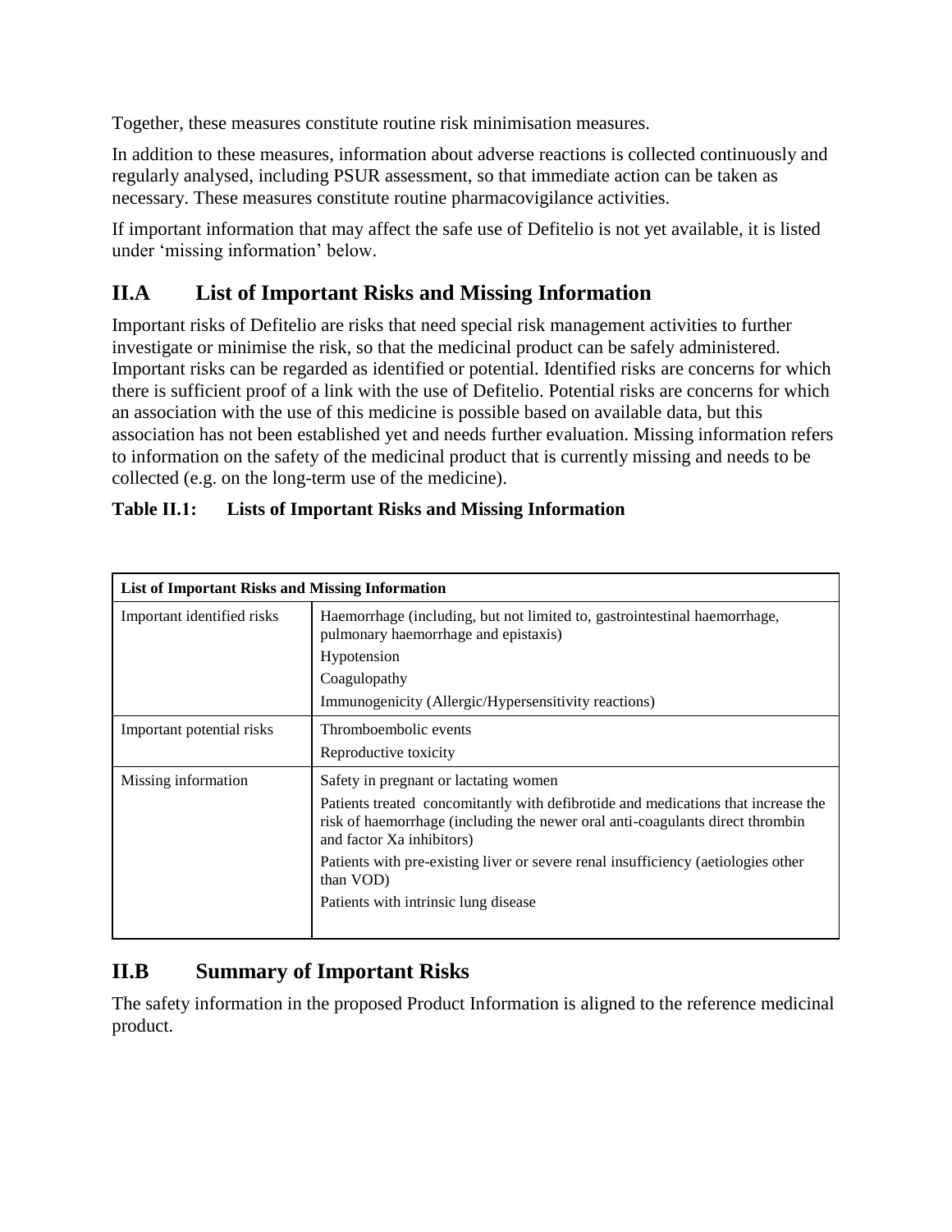Together, these measures constitute routine risk minimisation measures.

In addition to these measures, information about adverse reactions is collected continuously and regularly analysed, including PSUR assessment, so that immediate action can be taken as necessary. These measures constitute routine pharmacovigilance activities.

If important information that may affect the safe use of Defitelio is not yet available, it is listed under 'missing information' below.

## II.A List of Important Risks and Missing Information

Important risks of Defitelio are risks that need special risk management activities to further investigate or minimise the risk, so that the medicinal product can be safely administered. Important risks can be regarded as identified or potential. Identified risks are concerns for which there is sufficient proof of a link with the use of Defitelio. Potential risks are concerns for which an association with the use of this medicine is possible based on available data, but this association has not been established yet and needs further evaluation. Missing information refers to information on the safety of the medicinal product that is currently missing and needs to be collected (e.g. on the long-term use of the medicine).

**Table II.1: Lists of Important Risks and Missing Information**

| **List of Important Risks and Missing Information** | |
|---|---|
| Important identified risks | Haemorrhage (including, but not limited to, gastrointestinal haemorrhage, pulmonary haemorrhage and epistaxis)<br>Hypotension<br>Coagulopathy<br>Immunogenicity (Allergic/Hypersensitivity reactions) |
| Important potential risks | Thromboembolic events<br>Reproductive toxicity |
| Missing information | Safety in pregnant or lactating women<br>Patients treated concomitantly with defibrotide and medications that increase the risk of haemorrhage (including the newer oral anti-coagulants direct thrombin and factor Xa inhibitors)<br>Patients with pre-existing liver or severe renal insufficiency (aetiologies other than VOD)<br>Patients with intrinsic lung disease |

## II.B Summary of Important Risks

The safety information in the proposed Product Information is aligned to the reference medicinal product.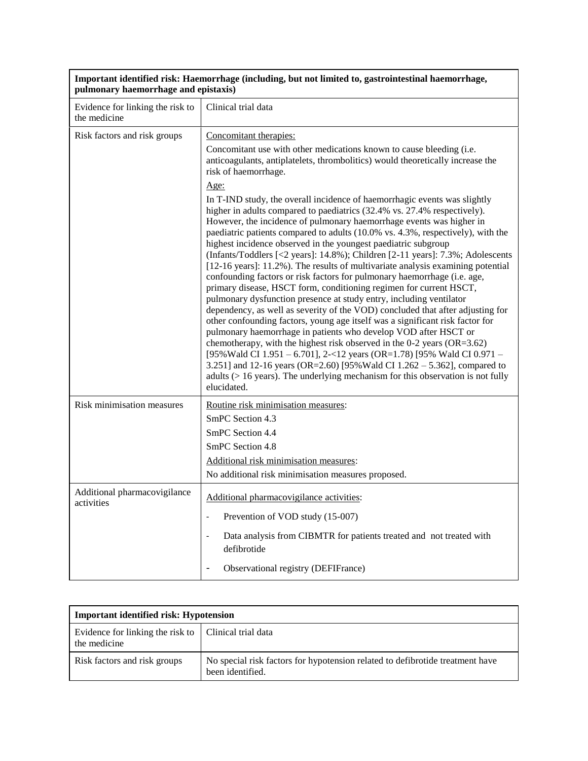| **Important identified risk: Haemorrhage (including, but not limited to, gastrointestinal haemorrhage, pulmonary haemorrhage and epistaxis)** | |
|---|---|
| Evidence for linking the risk to the medicine | Clinical trial data |
| Risk factors and risk groups | Concomitant therapies:<br>Concomitant use with other medications known to cause bleeding (i.e. anticoagulants, antiplatelets, thrombolitics) would theoretically increase the risk of haemorrhage.<br>Age:<br>In T-IND study, the overall incidence of haemorrhagic events was slightly higher in adults compared to paediatrics (32.4% vs. 27.4% respectively). However, the incidence of pulmonary haemorrhage events was higher in paediatric patients compared to adults (10.0% vs. 4.3%, respectively), with the highest incidence observed in the youngest paediatric subgroup (Infants/Toddlers [<2 years]: 14.8%); Children [2-11 years]: 7.3%; Adolescents [12-16 years]: 11.2%). The results of multivariate analysis examining potential confounding factors or risk factors for pulmonary haemorrhage (i.e. age, primary disease, HSCT form, conditioning regimen for current HSCT, pulmonary dysfunction presence at study entry, including ventilator dependency, as well as severity of the VOD) concluded that after adjusting for other confounding factors, young age itself was a significant risk factor for pulmonary haemorrhage in patients who develop VOD after HSCT or chemotherapy, with the highest risk observed in the 0-2 years (OR=3.62) [95%Wald CI 1.951 – 6.701], 2-<12 years (OR=1.78) [95% Wald CI 0.971 – 3.251] and 12-16 years (OR=2.60) [95%Wald CI 1.262 – 5.362], compared to adults (> 16 years). The underlying mechanism for this observation is not fully elucidated. |
| Risk minimisation measures | Routine risk minimisation measures:<br>SmPC Section 4.3<br>SmPC Section 4.4<br>SmPC Section 4.8<br>Additional risk minimisation measures:<br>No additional risk minimisation measures proposed. |
| Additional pharmacovigilance activities | Additional pharmacovigilance activities:<br>- Prevention of VOD study (15-007)<br>- Data analysis from CIBMTR for patients treated and not treated with defibrotide<br>- Observational registry (DEFIFrance) |

| **Important identified risk: Hypotension** | |
|---|---|
| Evidence for linking the risk to the medicine | Clinical trial data |
| Risk factors and risk groups | No special risk factors for hypotension related to defibrotide treatment have been identified. |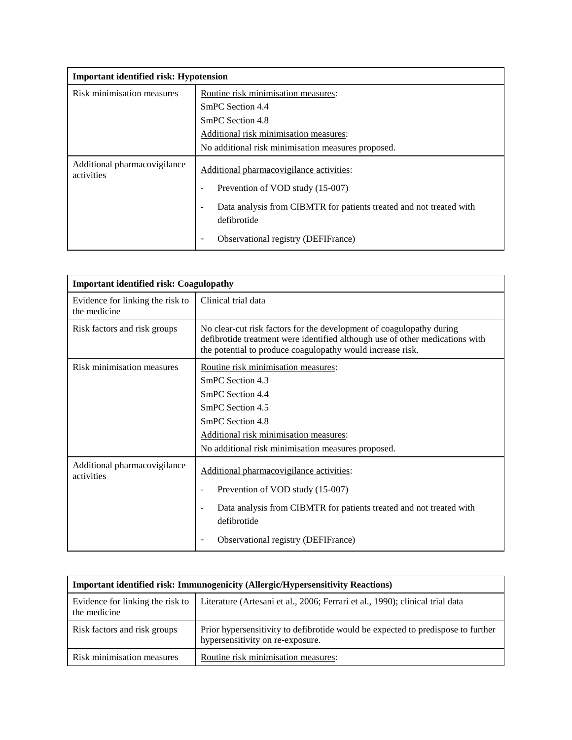| **Important identified risk: Hypotension** | |
|---|---|
| Risk minimisation measures | Routine risk minimisation measures:<br>SmPC Section 4.4<br>SmPC Section 4.8<br>Additional risk minimisation measures:<br>No additional risk minimisation measures proposed. |
| Additional pharmacovigilance activities | Additional pharmacovigilance activities:<br>- Prevention of VOD study (15-007)<br>- Data analysis from CIBMTR for patients treated and not treated with defibrotide<br>- Observational registry (DEFIFrance) |

| **Important identified risk: Coagulopathy** | |
|---|---|
| Evidence for linking the risk to the medicine | Clinical trial data |
| Risk factors and risk groups | No clear-cut risk factors for the development of coagulopathy during defibrotide treatment were identified although use of other medications with the potential to produce coagulopathy would increase risk. |
| Risk minimisation measures | Routine risk minimisation measures:<br>SmPC Section 4.3<br>SmPC Section 4.4<br>SmPC Section 4.5<br>SmPC Section 4.8<br>Additional risk minimisation measures:<br>No additional risk minimisation measures proposed. |
| Additional pharmacovigilance activities | Additional pharmacovigilance activities:<br>- Prevention of VOD study (15-007)<br>- Data analysis from CIBMTR for patients treated and not treated with defibrotide<br>- Observational registry (DEFIFrance) |

| **Important identified risk: Immunogenicity (Allergic/Hypersensitivity Reactions)** | |
|---|---|
| Evidence for linking the risk to the medicine | Literature (Artesani et al., 2006; Ferrari et al., 1990); clinical trial data |
| Risk factors and risk groups | Prior hypersensitivity to defibrotide would be expected to predispose to further hypersensitivity on re-exposure. |
| Risk minimisation measures | Routine risk minimisation measures: |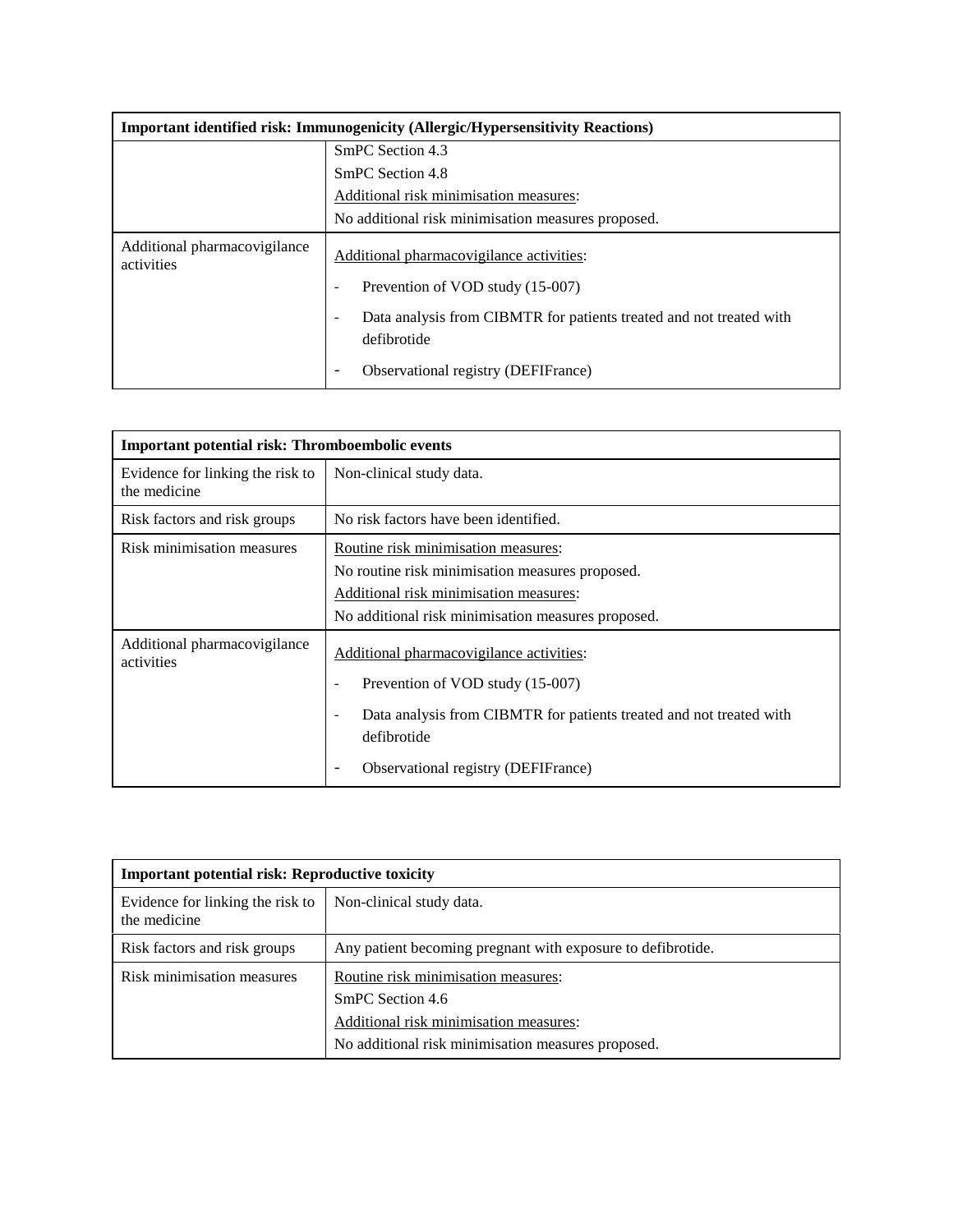| Important identified risk: Immunogenicity (Allergic/Hypersensitivity Reactions) | |
|---|---|
| | SmPC Section 4.3<br>SmPC Section 4.8<br>Additional risk minimisation measures:<br>No additional risk minimisation measures proposed. |
| Additional pharmacovigilance activities | Additional pharmacovigilance activities:<br>- Prevention of VOD study (15-007)<br>- Data analysis from CIBMTR for patients treated and not treated with defibrotide<br>- Observational registry (DEFIFrance) |

| Important potential risk: Thromboembolic events | |
|---|---|
| Evidence for linking the risk to the medicine | Non-clinical study data. |
| Risk factors and risk groups | No risk factors have been identified. |
| Risk minimisation measures | Routine risk minimisation measures:<br>No routine risk minimisation measures proposed.<br>Additional risk minimisation measures:<br>No additional risk minimisation measures proposed. |
| Additional pharmacovigilance activities | Additional pharmacovigilance activities:<br>- Prevention of VOD study (15-007)<br>- Data analysis from CIBMTR for patients treated and not treated with defibrotide<br>- Observational registry (DEFIFrance) |

| Important potential risk: Reproductive toxicity | |
|---|---|
| Evidence for linking the risk to the medicine | Non-clinical study data. |
| Risk factors and risk groups | Any patient becoming pregnant with exposure to defibrotide. |
| Risk minimisation measures | Routine risk minimisation measures:<br>SmPC Section 4.6<br>Additional risk minimisation measures:<br>No additional risk minimisation measures proposed. |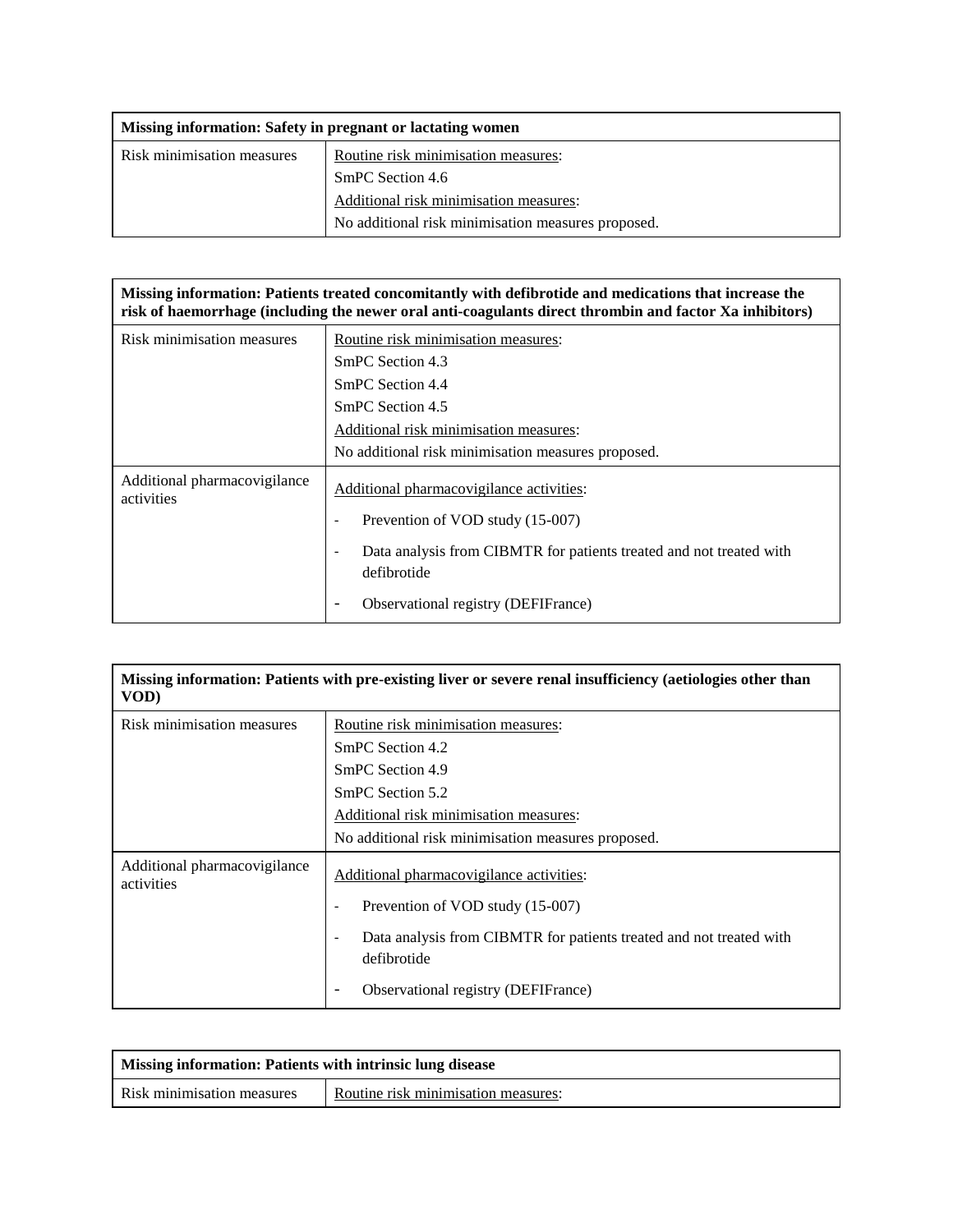| Missing information: Safety in pregnant or lactating women | |
|---|---|
| Risk minimisation measures | Routine risk minimisation measures:<br>SmPC Section 4.6<br>Additional risk minimisation measures:<br>No additional risk minimisation measures proposed. |

| Missing information: Patients treated concomitantly with defibrotide and medications that increase the risk of haemorrhage (including the newer oral anti-coagulants direct thrombin and factor Xa inhibitors) | |
|---|---|
| Risk minimisation measures | Routine risk minimisation measures:<br>SmPC Section 4.3<br>SmPC Section 4.4<br>SmPC Section 4.5<br>Additional risk minimisation measures:<br>No additional risk minimisation measures proposed. |
| Additional pharmacovigilance activities | Additional pharmacovigilance activities:<br>- Prevention of VOD study (15-007)<br>- Data analysis from CIBMTR for patients treated and not treated with defibrotide<br>- Observational registry (DEFIFrance) |

| Missing information: Patients with pre-existing liver or severe renal insufficiency (aetiologies other than VOD) | |
|---|---|
| Risk minimisation measures | Routine risk minimisation measures:<br>SmPC Section 4.2<br>SmPC Section 4.9<br>SmPC Section 5.2<br>Additional risk minimisation measures:<br>No additional risk minimisation measures proposed. |
| Additional pharmacovigilance activities | Additional pharmacovigilance activities:<br>- Prevention of VOD study (15-007)<br>- Data analysis from CIBMTR for patients treated and not treated with defibrotide<br>- Observational registry (DEFIFrance) |

| Missing information: Patients with intrinsic lung disease | |
|---|---|
| Risk minimisation measures | Routine risk minimisation measures: |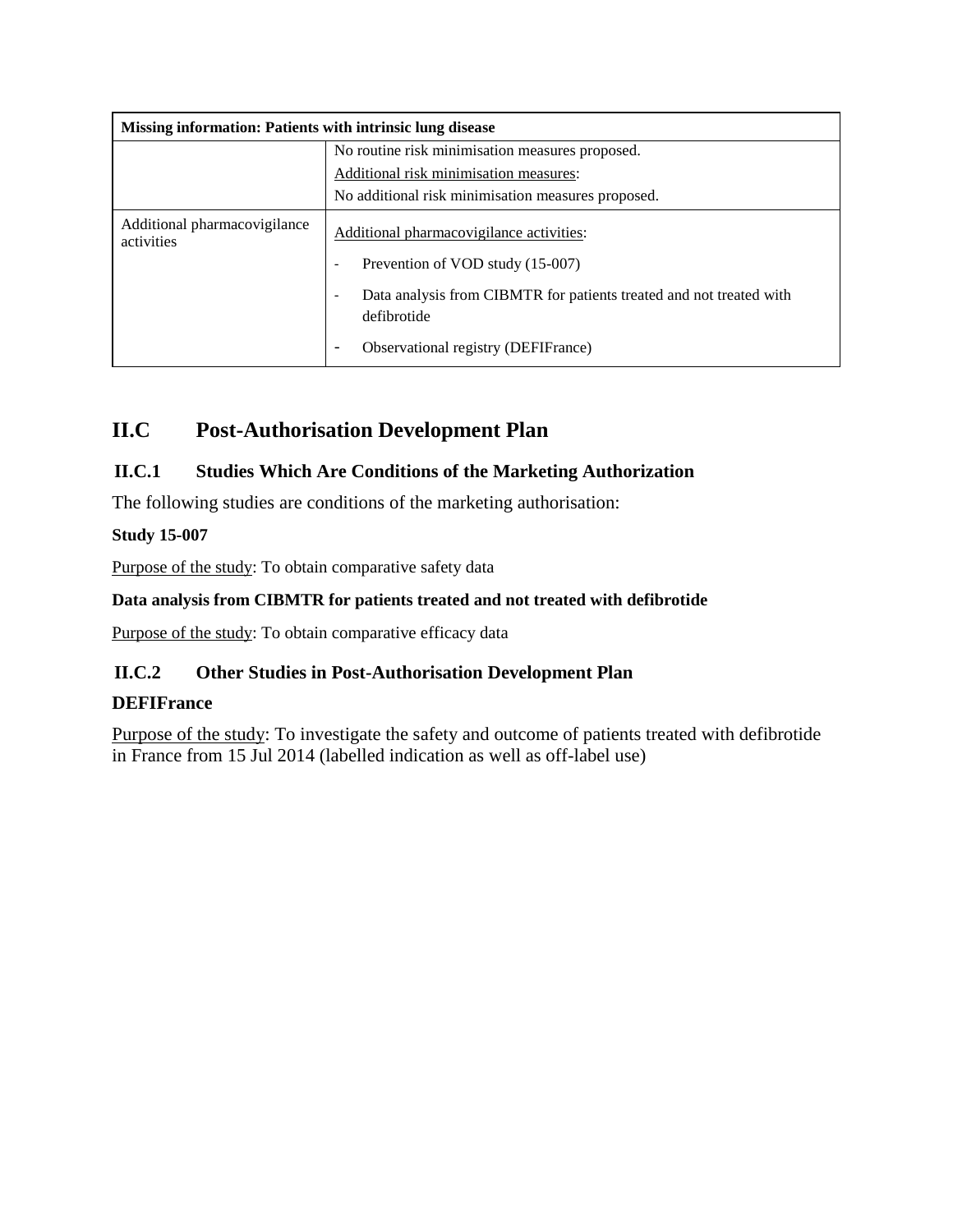| Missing information: Patients with intrinsic lung disease | |
|---|---|
| | No routine risk minimisation measures proposed.<br>Additional risk minimisation measures:<br>No additional risk minimisation measures proposed. |
| Additional pharmacovigilance activities | Additional pharmacovigilance activities:<br>- Prevention of VOD study (15-007)<br>- Data analysis from CIBMTR for patients treated and not treated with defibrotide<br>- Observational registry (DEFIFrance) |

## II.C Post-Authorisation Development Plan

### II.C.1 Studies Which Are Conditions of the Marketing Authorization

The following studies are conditions of the marketing authorisation:

**Study 15-007**

Purpose of the study: To obtain comparative safety data

**Data analysis from CIBMTR for patients treated and not treated with defibrotide**

Purpose of the study: To obtain comparative efficacy data

### II.C.2 Other Studies in Post-Authorisation Development Plan

**DEFIFrance**

Purpose of the study: To investigate the safety and outcome of patients treated with defibrotide in France from 15 Jul 2014 (labelled indication as well as off-label use)